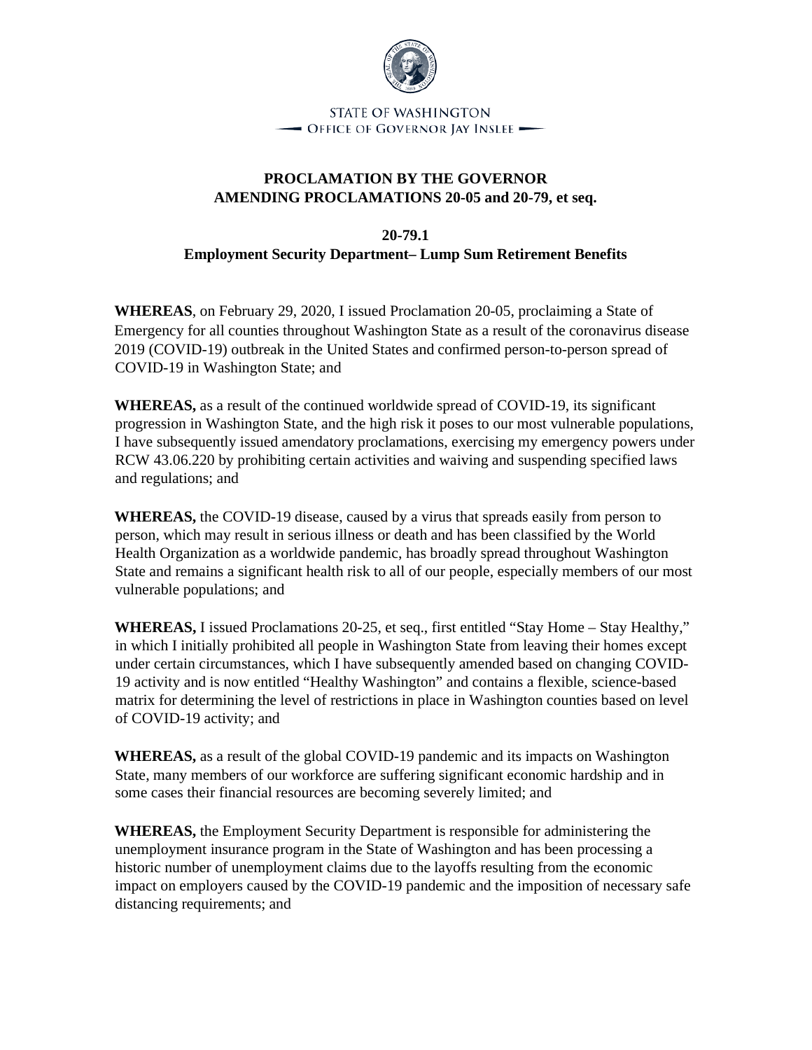STATE OF WASHINGTON
OFFICE OF GOVERNOR JAY INSLEE

**PROCLAMATION BY THE GOVERNOR**
**AMENDING PROCLAMATIONS 20-05 and 20-79, et seq.**

**20-79.1**
**Employment Security Department– Lump Sum Retirement Benefits**

**WHEREAS**, on February 29, 2020, I issued Proclamation 20-05, proclaiming a State of Emergency for all counties throughout Washington State as a result of the coronavirus disease 2019 (COVID-19) outbreak in the United States and confirmed person-to-person spread of COVID-19 in Washington State; and

**WHEREAS,** as a result of the continued worldwide spread of COVID-19, its significant progression in Washington State, and the high risk it poses to our most vulnerable populations, I have subsequently issued amendatory proclamations, exercising my emergency powers under RCW 43.06.220 by prohibiting certain activities and waiving and suspending specified laws and regulations; and

**WHEREAS,** the COVID-19 disease, caused by a virus that spreads easily from person to person, which may result in serious illness or death and has been classified by the World Health Organization as a worldwide pandemic, has broadly spread throughout Washington State and remains a significant health risk to all of our people, especially members of our most vulnerable populations; and

**WHEREAS,** I issued Proclamations 20-25, et seq., first entitled "Stay Home – Stay Healthy," in which I initially prohibited all people in Washington State from leaving their homes except under certain circumstances, which I have subsequently amended based on changing COVID-19 activity and is now entitled "Healthy Washington" and contains a flexible, science-based matrix for determining the level of restrictions in place in Washington counties based on level of COVID-19 activity; and

**WHEREAS,** as a result of the global COVID-19 pandemic and its impacts on Washington State, many members of our workforce are suffering significant economic hardship and in some cases their financial resources are becoming severely limited; and

**WHEREAS,** the Employment Security Department is responsible for administering the unemployment insurance program in the State of Washington and has been processing a historic number of unemployment claims due to the layoffs resulting from the economic impact on employers caused by the COVID-19 pandemic and the imposition of necessary safe distancing requirements; and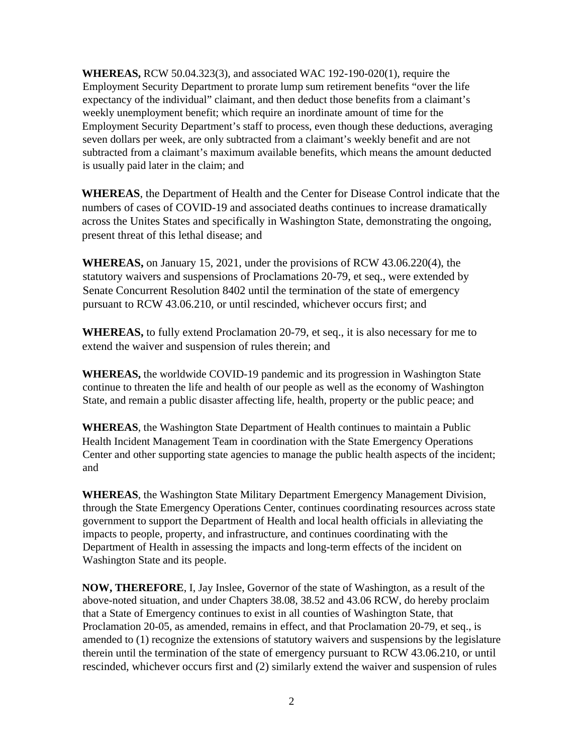**WHEREAS,** RCW 50.04.323(3), and associated WAC 192-190-020(1), require the Employment Security Department to prorate lump sum retirement benefits "over the life expectancy of the individual" claimant, and then deduct those benefits from a claimant's weekly unemployment benefit; which require an inordinate amount of time for the Employment Security Department's staff to process, even though these deductions, averaging seven dollars per week, are only subtracted from a claimant's weekly benefit and are not subtracted from a claimant's maximum available benefits, which means the amount deducted is usually paid later in the claim; and

**WHEREAS**, the Department of Health and the Center for Disease Control indicate that the numbers of cases of COVID-19 and associated deaths continues to increase dramatically across the Unites States and specifically in Washington State, demonstrating the ongoing, present threat of this lethal disease; and

**WHEREAS,** on January 15, 2021, under the provisions of RCW 43.06.220(4), the statutory waivers and suspensions of Proclamations 20-79, et seq., were extended by Senate Concurrent Resolution 8402 until the termination of the state of emergency pursuant to RCW 43.06.210, or until rescinded, whichever occurs first; and

**WHEREAS,** to fully extend Proclamation 20-79, et seq., it is also necessary for me to extend the waiver and suspension of rules therein; and

**WHEREAS,** the worldwide COVID-19 pandemic and its progression in Washington State continue to threaten the life and health of our people as well as the economy of Washington State, and remain a public disaster affecting life, health, property or the public peace; and

**WHEREAS**, the Washington State Department of Health continues to maintain a Public Health Incident Management Team in coordination with the State Emergency Operations Center and other supporting state agencies to manage the public health aspects of the incident; and

**WHEREAS**, the Washington State Military Department Emergency Management Division, through the State Emergency Operations Center, continues coordinating resources across state government to support the Department of Health and local health officials in alleviating the impacts to people, property, and infrastructure, and continues coordinating with the Department of Health in assessing the impacts and long-term effects of the incident on Washington State and its people.

**NOW, THEREFORE**, I, Jay Inslee, Governor of the state of Washington, as a result of the above-noted situation, and under Chapters 38.08, 38.52 and 43.06 RCW, do hereby proclaim that a State of Emergency continues to exist in all counties of Washington State, that Proclamation 20-05, as amended, remains in effect, and that Proclamation 20-79, et seq., is amended to (1) recognize the extensions of statutory waivers and suspensions by the legislature therein until the termination of the state of emergency pursuant to RCW 43.06.210, or until rescinded, whichever occurs first and (2) similarly extend the waiver and suspension of rules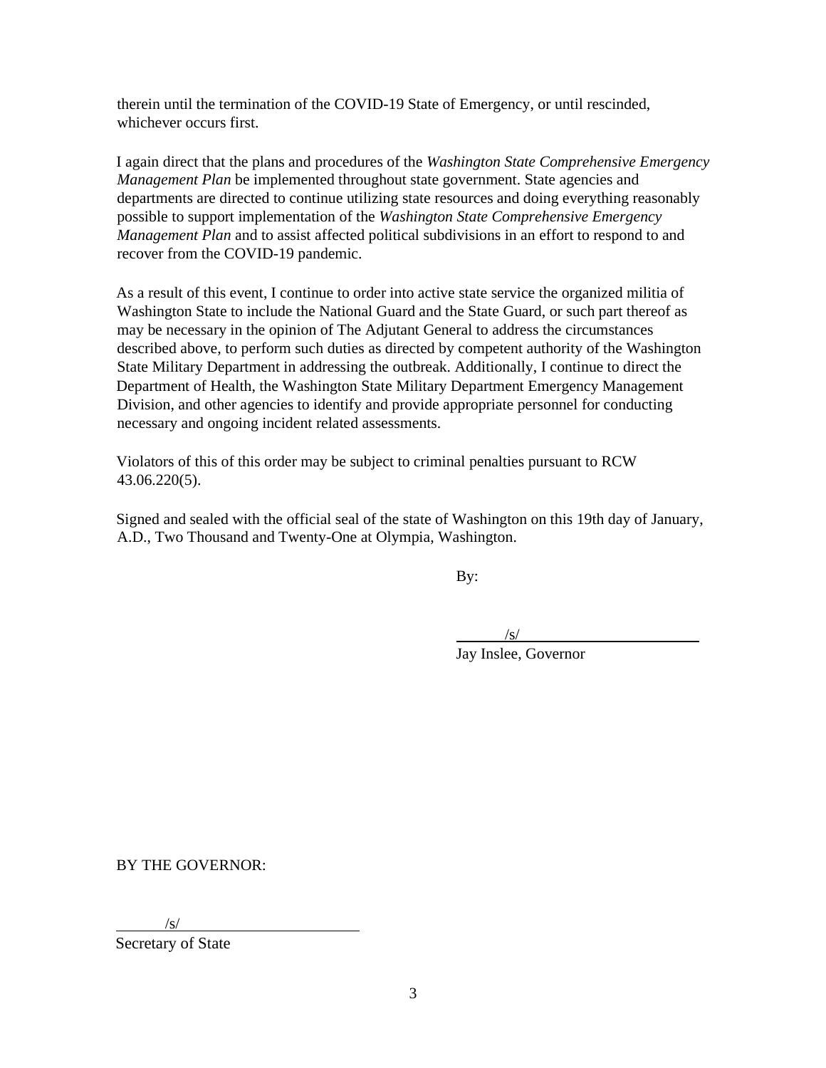therein until the termination of the COVID-19 State of Emergency, or until rescinded, whichever occurs first.

I again direct that the plans and procedures of the *Washington State Comprehensive Emergency Management Plan* be implemented throughout state government. State agencies and departments are directed to continue utilizing state resources and doing everything reasonably possible to support implementation of the *Washington State Comprehensive Emergency Management Plan* and to assist affected political subdivisions in an effort to respond to and recover from the COVID-19 pandemic.

As a result of this event, I continue to order into active state service the organized militia of Washington State to include the National Guard and the State Guard, or such part thereof as may be necessary in the opinion of The Adjutant General to address the circumstances described above, to perform such duties as directed by competent authority of the Washington State Military Department in addressing the outbreak. Additionally, I continue to direct the Department of Health, the Washington State Military Department Emergency Management Division, and other agencies to identify and provide appropriate personnel for conducting necessary and ongoing incident related assessments.

Violators of this of this order may be subject to criminal penalties pursuant to RCW 43.06.220(5).

Signed and sealed with the official seal of the state of Washington on this 19th day of January, A.D., Two Thousand and Twenty-One at Olympia, Washington.

By:

/s/

Jay Inslee, Governor

BY THE GOVERNOR:

/s/

Secretary of State